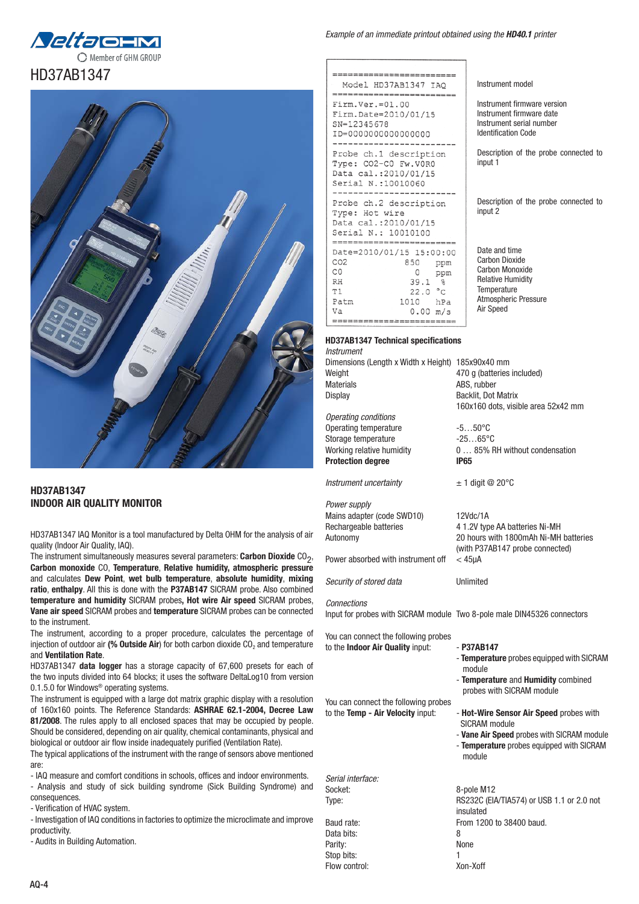# HD37AB1347

## HD37AB1347
## INDOOR AIR QUALITY MONITOR

HD37AB1347 IAQ Monitor is a tool manufactured by Delta OHM for the analysis of air quality (Indoor Air Quality, IAQ).

The instrument simultaneously measures several parameters: **Carbon Dioxide** $CO_2$, **Carbon monoxide** CO, **Temperature**, **Relative humidity, atmospheric pressure** and calculates **Dew Point**, **wet bulb temperature**, **absolute humidity**, **mixing ratio**, **enthalpy**. All this is done with the **P37AB147** SICRAM probe. Also combined **temperature and humidity** SICRAM probes**, Hot wire Air speed** SICRAM probes, **Vane air speed** SICRAM probes and **temperature** SICRAM probes can be connected to the instrument.

The instrument, according to a proper procedure, calculates the percentage of injection of outdoor air **(% Outside Air)** for both carbon dioxide $CO_2$ and temperature and **Ventilation Rate**.

HD37AB1347 **data logger** has a storage capacity of 67,600 presets for each of the two inputs divided into 64 blocks; it uses the software DeltaLog10 from version 0.1.5.0 for Windows® operating systems.

The instrument is equipped with a large dot matrix graphic display with a resolution of 160x160 points. The Reference Standards: **ASHRAE 62.1-2004, Decree Law 81/2008**. The rules apply to all enclosed spaces that may be occupied by people. Should be considered, depending on air quality, chemical contaminants, physical and biological or outdoor air flow inside inadequately purified (Ventilation Rate).

The typical applications of the instrument with the range of sensors above mentioned are:

- IAQ measure and comfort conditions in schools, offices and indoor environments.
- Analysis and study of sick building syndrome (Sick Building Syndrome) and consequences.
- Verification of HVAC system.
- Investigation of IAQ conditions in factories to optimize the microclimate and improve productivity.
- Audits in Building Automation.

*Example of an immediate printout obtained using the **HD40.1** printer*

| Printout | |
|---|---|
| Model HD37AB1347 IAQ | Instrument model |
| Firm.Ver.=01.00 | Instrument firmware version |
| Firm.Date=2010/01/15 | Instrument firmware date |
| SN=12345678 | Instrument serial number |
| ID=0000000000000000 | Identification Code |
| Probe ch.1 description<br>Type: CO2-CO Fw.V0R0<br>Data cal.:2010/01/15<br>Serial N.:10010060 | Description of the probe connected to input 1 |
| Probe ch.2 description<br>Type: Hot wire<br>Data cal.:2010/01/15<br>Serial N.: 10010100 | Description of the probe connected to input 2 |
| Date=2010/01/15 15:00:00 | Date and time |
| CO2 850 ppm | Carbon Dioxide |
| CO 0 ppm | Carbon Monoxide |
| RH 39.1 % | Relative Humidity |
| T1 22.0 °C | Temperature |
| Patm 1010 hPa | Atmospheric Pressure |
| Va 0.00 m/s | Air Speed |

### HD37AB1347 Technical specifications

| | |
|---|---|
| *Instrument* | |
| Dimensions (Length x Width x Height) | 185x90x40 mm |
| Weight | 470 g (batteries included) |
| Materials | ABS, rubber |
| Display | Backlit, Dot Matrix<br>160x160 dots, visible area 52x42 mm |
| *Operating conditions* | |
| Operating temperature | -5…50°C |
| Storage temperature | -25…65°C |
| Working relative humidity | 0 … 85% RH without condensation |
| **Protection degree** | **IP65** |
| *Instrument uncertainty* | ± 1 digit @ 20°C |
| *Power supply* | |
| Mains adapter (code SWD10) | 12Vdc/1A |
| Rechargeable batteries | 4 1.2V type AA batteries Ni-MH |
| Autonomy | 20 hours with 1800mAh Ni-MH batteries (with P37AB147 probe connected) |
| Power absorbed with instrument off | < 45µA |
| *Security of stored data* | Unlimited |
| *Connections* | |
| Input for probes with SICRAM module | Two 8-pole male DIN45326 connectors |
| You can connect the following probes to the **Indoor Air Quality** input: | - **P37AB147**<br>- **Temperature** probes equipped with SICRAM module<br>- **Temperature** and **Humidity** combined probes with SICRAM module |
| You can connect the following probes to the **Temp - Air Velocity** input: | - **Hot-Wire Sensor Air Speed** probes with SICRAM module<br>- **Vane Air Speed** probes with SICRAM module<br>- **Temperature** probes equipped with SICRAM module |
| *Serial interface:* | |
| Socket: | 8-pole M12 |
| Type: | RS232C (EIA/TIA574) or USB 1.1 or 2.0 not insulated |
| Baud rate: | From 1200 to 38400 baud. |
| Data bits: | 8 |
| Parity: | None |
| Stop bits: | 1 |
| Flow control: | Xon-Xoff |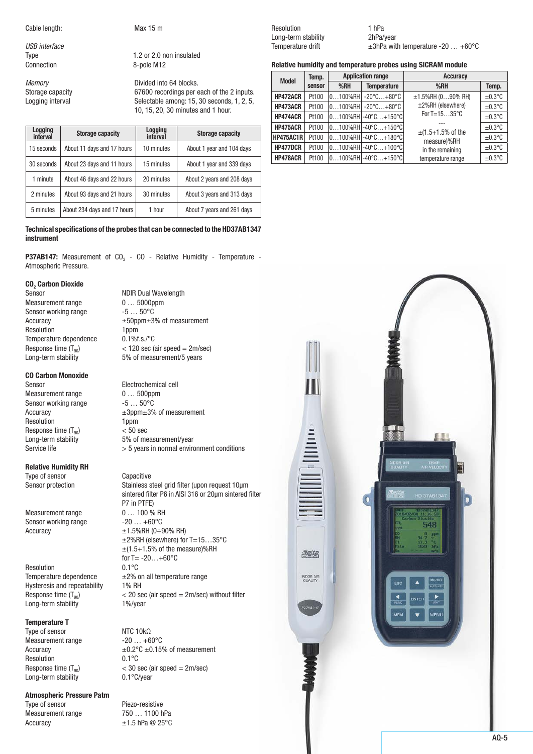Cable length: Max 15 m

*USB interface*

Type 1.2 or 2.0 non insulated

Connection 8-pole M12

*Memory* Divided into 64 blocks.

Storage capacity 67600 recordings per each of the 2 inputs.

Logging interval Selectable among: 15, 30 seconds, 1, 2, 5, 10, 15, 20, 30 minutes and 1 hour.

| Logging interval | Storage capacity | Logging interval | Storage capacity |
|---|---|---|---|
| 15 seconds | About 11 days and 17 hours | 10 minutes | About 1 year and 104 days |
| 30 seconds | About 23 days and 11 hours | 15 minutes | About 1 year and 339 days |
| 1 minute | About 46 days and 22 hours | 20 minutes | About 2 years and 208 days |
| 2 minutes | About 93 days and 21 hours | 30 minutes | About 3 years and 313 days |
| 5 minutes | About 234 days and 17 hours | 1 hour | About 7 years and 261 days |

**Technical specifications of the probes that can be connected to the HD37AB1347 instrument**

**P37AB147:** Measurement of $CO_2$ - CO - Relative Humidity - Temperature - Atmospheric Pressure.

**$CO_2$ Carbon Dioxide**

Sensor NDIR Dual Wavelength

Measurement range 0 … 5000ppm

Sensor working range -5 … 50°C

Accuracy ±50ppm±3% of measurement

Resolution 1ppm

Temperature dependence 0.1%f.s./°C

Response time ($T_{90}$) < 120 sec (air speed = 2m/sec)

Long-term stability 5% of measurement/5 years

**CO Carbon Monoxide**

Sensor Electrochemical cell

Measurement range 0 … 500ppm

Sensor working range -5 … 50°C

Accuracy ±3ppm±3% of measurement

Resolution 1ppm

Response time ($T_{90}$) < 50 sec

Long-term stability 5% of measurement/year

Service life > 5 years in normal environment conditions

**Relative Humidity RH**

Type of sensor Capacitive

Sensor protection Stainless steel grid filter (upon request 10μm sintered filter P6 in AISI 316 or 20μm sintered filter P7 in PTFE)

Measurement range 0 … 100 % RH

Sensor working range -20 … +60°C

Accuracy ±1.5%RH (0÷90% RH)
±2%RH (elsewhere) for T=15…35°C
±(1.5+1.5% of the measure)%RH for T= -20…+60°C

Resolution 0.1°C

Temperature dependence ±2% on all temperature range

Hysteresis and repeatability 1% RH

Response time ($T_{90}$) < 20 sec (air speed = 2m/sec) without filter

Long-term stability 1%/year

**Temperature T**

Type of sensor NTC 10kΩ

Measurement range -20 … +60°C

Accuracy ±0.2°C ±0.15% of measurement

Resolution 0.1°C

Response time ($T_{90}$) < 30 sec (air speed = 2m/sec)

Long-term stability 0.1°C/year

**Atmospheric Pressure Patm**

Type of sensor Piezo-resistive

Measurement range 750 … 1100 hPa

Accuracy ±1.5 hPa @ 25°C

Resolution 1 hPa

Long-term stability 2hPa/year

Temperature drift ±3hPa with temperature -20 … +60°C

**Relative humidity and temperature probes using SICRAM module**

| Model | Temp. sensor | Application range | | Accuracy | |
|---|---|---|---|---|---|
| | | %RH | Temperature | %RH | Temp. |
| HP472ACR | Pt100 | 0…100%RH | -20°C…+80°C | ±1.5%RH (0…90% RH) ±2%RH (elsewhere) For T=15…35°C --- ±(1.5+1.5% of the measure)%RH in the remaining temperature range | ±0.3°C |
| HP473ACR | Pt100 | 0…100%RH | -20°C…+80°C | | ±0.3°C |
| HP474ACR | Pt100 | 0…100%RH | -40°C…+150°C | | ±0.3°C |
| HP475ACR | Pt100 | 0…100%RH | -40°C…+150°C | | ±0.3°C |
| HP475AC1R | Pt100 | 0…100%RH | -40°C…+180°C | | ±0.3°C |
| HP477DCR | Pt100 | 0…100%RH | -40°C…+100°C | | ±0.3°C |
| HP478ACR | Pt100 | 0…100%RH | -40°C…+150°C | | ±0.3°C |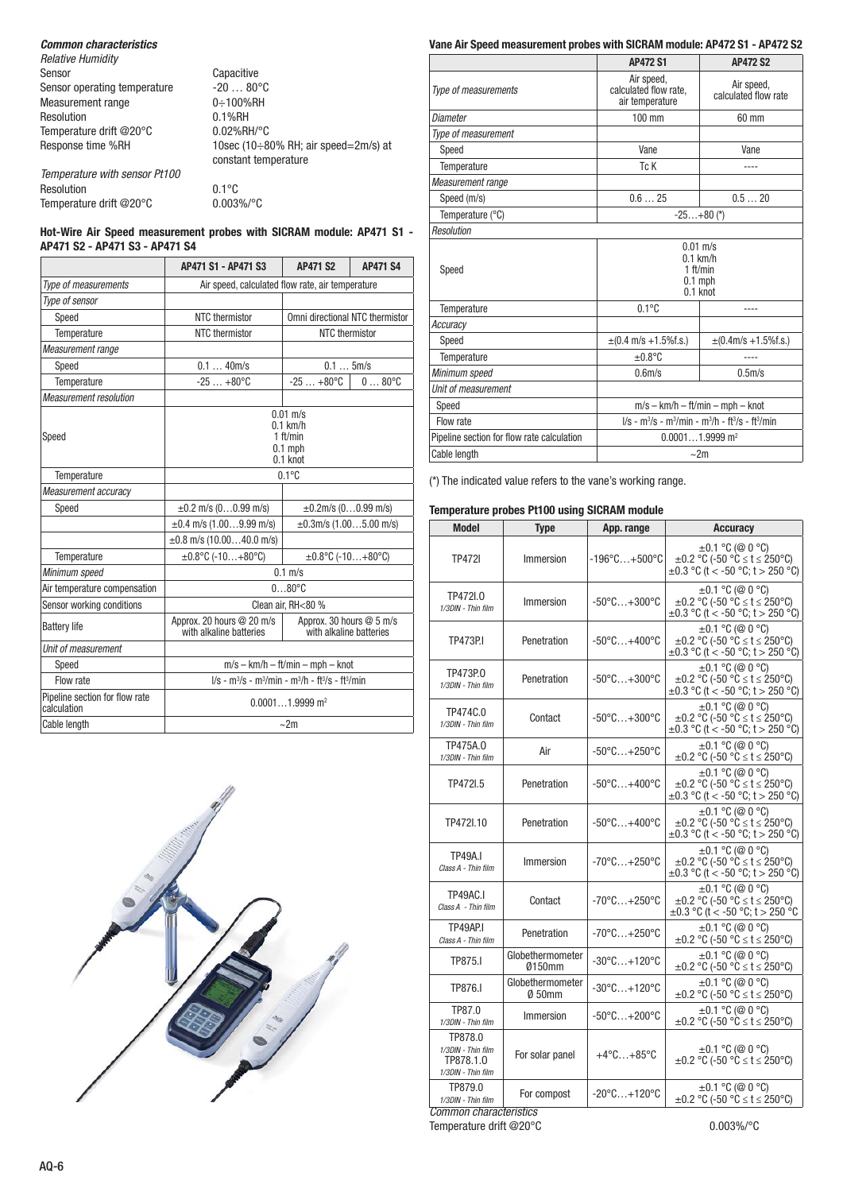### *Common characteristics*

*Relative Humidity*

| | |
|---|---|
| Sensor | Capacitive |
| Sensor operating temperature | -20 … 80°C |
| Measurement range | 0÷100%RH |
| Resolution | 0.1%RH |
| Temperature drift @20°C | 0.02%RH/°C |
| Response time %RH | 10sec (10÷80% RH; air speed=2m/s) at constant temperature |

*Temperature with sensor Pt100*

| | |
|---|---|
| Resolution | 0.1°C |
| Temperature drift @20°C | 0.003%/°C |

### Hot-Wire Air Speed measurement probes with SICRAM module: AP471 S1 - AP471 S2 - AP471 S3 - AP471 S4

| | AP471 S1 - AP471 S3 | AP471 S2 | AP471 S4 |
|---|---|---|---|
| *Type of measurements* | Air speed, calculated flow rate, air temperature | | |
| *Type of sensor* | | | |
| Speed | NTC thermistor | Omni directional NTC thermistor | |
| Temperature | NTC thermistor | NTC thermistor | |
| *Measurement range* | | | |
| Speed | 0.1 … 40m/s | 0.1 … 5m/s | |
| Temperature | -25 … +80°C | -25 … +80°C | 0 … 80°C |
| *Measurement resolution* | | | |
| Speed | 0.01 m/s<br>0.1 km/h<br>1 ft/min<br>0.1 mph<br>0.1 knot | | |
| Temperature | 0.1°C | | |
| *Measurement accuracy* | | | |
| Speed | ±0.2 m/s (0…0.99 m/s) | ±0.2m/s (0…0.99 m/s) | |
| | ±0.4 m/s (1.00…9.99 m/s) | ±0.3m/s (1.00…5.00 m/s) | |
| | ±0.8 m/s (10.00…40.0 m/s) | | |
| Temperature | ±0.8°C (-10…+80°C) | ±0.8°C (-10…+80°C) | |
| *Minimum speed* | 0.1 m/s | | |
| Air temperature compensation | 0…80°C | | |
| Sensor working conditions | Clean air, RH<80 % | | |
| Battery life | Approx. 20 hours @ 20 m/s with alkaline batteries | Approx. 30 hours @ 5 m/s with alkaline batteries | |
| *Unit of measurement* | | | |
| Speed | m/s – km/h – ft/min – mph – knot | | |
| Flow rate | l/s - m³/s - m³/min - m³/h - ft³/s - ft³/min | | |
| Pipeline section for flow rate calculation | 0.0001…1.9999 m² | | |
| Cable length | ~2m | | |

### Vane Air Speed measurement probes with SICRAM module: AP472 S1 - AP472 S2

| | AP472 S1 | AP472 S2 |
|---|---|---|
| *Type of measurements* | Air speed, calculated flow rate, air temperature | Air speed, calculated flow rate |
| *Diameter* | 100 mm | 60 mm |
| *Type of measurement* | | |
| Speed | Vane | Vane |
| Temperature | Tc K | ---- |
| *Measurement range* | | |
| Speed (m/s) | 0.6 … 25 | 0.5 … 20 |
| Temperature (°C) | -25…+80 (*) | |
| *Resolution* | | |
| Speed | 0.01 m/s<br>0.1 km/h<br>1 ft/min<br>0.1 mph<br>0.1 knot | |
| Temperature | 0.1°C | ---- |
| *Accuracy* | | |
| Speed | ±(0.4 m/s +1.5%f.s.) | ±(0.4m/s +1.5%f.s.) |
| Temperature | ±0.8°C | ---- |
| *Minimum speed* | 0.6m/s | 0.5m/s |
| *Unit of measurement* | | |
| Speed | m/s – km/h – ft/min – mph – knot | |
| Flow rate | l/s - m³/s - m³/min - m³/h - ft³/s - ft³/min | |
| Pipeline section for flow rate calculation | 0.0001…1.9999 m² | |
| Cable length | ~2m | |

(*) The indicated value refers to the vane's working range.

### Temperature probes Pt100 using SICRAM module

| Model | Type | App. range | Accuracy |
|---|---|---|---|
| TP472I | Immersion | -196°C…+500°C | ±0.1 °C (@ 0 °C)<br>±0.2 °C (-50 °C ≤ t ≤ 250°C)<br>±0.3 °C (t < -50 °C; t > 250 °C) |
| TP472I.0 *1/3DIN - Thin film* | Immersion | -50°C…+300°C | ±0.1 °C (@ 0 °C)<br>±0.2 °C (-50 °C ≤ t ≤ 250°C)<br>±0.3 °C (t < -50 °C; t > 250 °C) |
| TP473P.I | Penetration | -50°C…+400°C | ±0.1 °C (@ 0 °C)<br>±0.2 °C (-50 °C ≤ t ≤ 250°C)<br>±0.3 °C (t < -50 °C; t > 250 °C) |
| TP473P.0 *1/3DIN - Thin film* | Penetration | -50°C…+300°C | ±0.1 °C (@ 0 °C)<br>±0.2 °C (-50 °C ≤ t ≤ 250°C)<br>±0.3 °C (t < -50 °C; t > 250 °C) |
| TP474C.0 *1/3DIN - Thin film* | Contact | -50°C…+300°C | ±0.1 °C (@ 0 °C)<br>±0.2 °C (-50 °C ≤ t ≤ 250°C)<br>±0.3 °C (t < -50 °C; t > 250 °C) |
| TP475A.0 *1/3DIN - Thin film* | Air | -50°C…+250°C | ±0.1 °C (@ 0 °C)<br>±0.2 °C (-50 °C ≤ t ≤ 250°C) |
| TP472I.5 | Penetration | -50°C…+400°C | ±0.1 °C (@ 0 °C)<br>±0.2 °C (-50 °C ≤ t ≤ 250°C)<br>±0.3 °C (t < -50 °C; t > 250 °C) |
| TP472I.10 | Penetration | -50°C…+400°C | ±0.1 °C (@ 0 °C)<br>±0.2 °C (-50 °C ≤ t ≤ 250°C)<br>±0.3 °C (t < -50 °C; t > 250 °C) |
| TP49A.I *Class A - Thin film* | Immersion | -70°C…+250°C | ±0.1 °C (@ 0 °C)<br>±0.2 °C (-50 °C ≤ t ≤ 250°C)<br>±0.3 °C (t < -50 °C; t > 250 °C) |
| TP49AC.I *Class A - Thin film* | Contact | -70°C…+250°C | ±0.1 °C (@ 0 °C)<br>±0.2 °C (-50 °C ≤ t ≤ 250°C)<br>±0.3 °C (t < -50 °C; t > 250 °C |
| TP49AP.I *Class A - Thin film* | Penetration | -70°C…+250°C | ±0.1 °C (@ 0 °C)<br>±0.2 °C (-50 °C ≤ t ≤ 250°C) |
| TP875.I | Globethermometer Ø150mm | -30°C…+120°C | ±0.1 °C (@ 0 °C)<br>±0.2 °C (-50 °C ≤ t ≤ 250°C) |
| TP876.I | Globethermometer Ø 50mm | -30°C…+120°C | ±0.1 °C (@ 0 °C)<br>±0.2 °C (-50 °C ≤ t ≤ 250°C) |
| TP87.0 *1/3DIN - Thin film* | Immersion | -50°C…+200°C | ±0.1 °C (@ 0 °C)<br>±0.2 °C (-50 °C ≤ t ≤ 250°C) |
| TP878.0 *1/3DIN - Thin film*<br>TP878.1.0 *1/3DIN - Thin film* | For solar panel | +4°C…+85°C | ±0.1 °C (@ 0 °C)<br>±0.2 °C (-50 °C ≤ t ≤ 250°C) |
| TP879.0 *1/3DIN - Thin film* | For compost | -20°C…+120°C | ±0.1 °C (@ 0 °C)<br>±0.2 °C (-50 °C ≤ t ≤ 250°C) |

*Common characteristics*

Temperature drift @20°C 0.003%/°C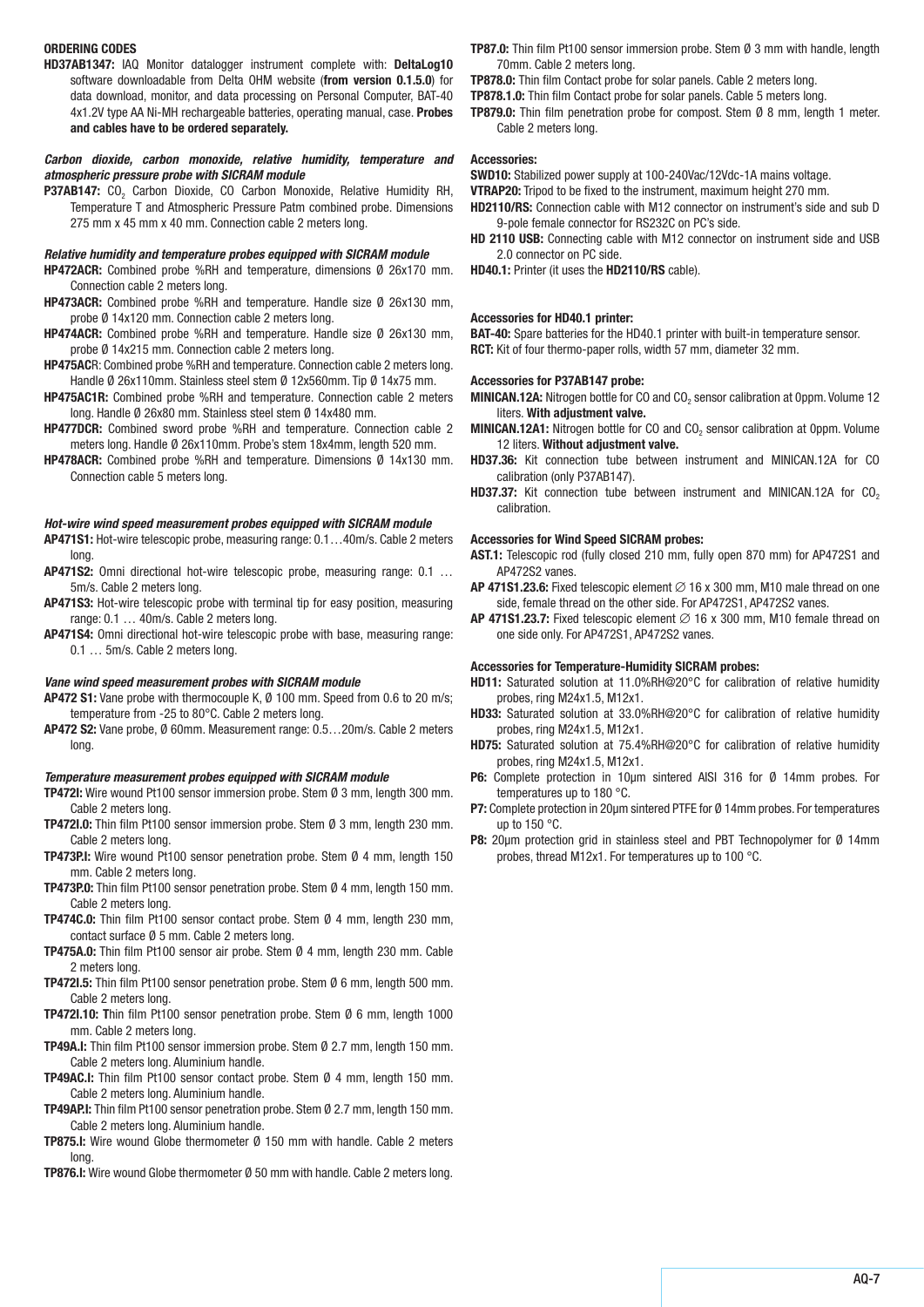## ORDERING CODES

**HD37AB1347:** IAQ Monitor datalogger instrument complete with: **DeltaLog10** software downloadable from Delta OHM website (**from version 0.1.5.0**) for data download, monitor, and data processing on Personal Computer, BAT-40 4x1.2V type AA Ni-MH rechargeable batteries, operating manual, case. **Probes and cables have to be ordered separately.**

### *Carbon dioxide, carbon monoxide, relative humidity, temperature and atmospheric pressure probe with SICRAM module*

**P37AB147:** $CO_2$ Carbon Dioxide, CO Carbon Monoxide, Relative Humidity RH, Temperature T and Atmospheric Pressure Patm combined probe. Dimensions 275 mm x 45 mm x 40 mm. Connection cable 2 meters long.

### *Relative humidity and temperature probes equipped with SICRAM module*

**HP472ACR:** Combined probe %RH and temperature, dimensions Ø 26x170 mm. Connection cable 2 meters long.

**HP473ACR:** Combined probe %RH and temperature. Handle size Ø 26x130 mm, probe Ø 14x120 mm. Connection cable 2 meters long.

**HP474ACR:** Combined probe %RH and temperature. Handle size Ø 26x130 mm, probe Ø 14x215 mm. Connection cable 2 meters long.

**HP475AC**R: Combined probe %RH and temperature. Connection cable 2 meters long. Handle Ø 26x110mm. Stainless steel stem Ø 12x560mm. Tip Ø 14x75 mm.

**HP475AC1R:** Combined probe %RH and temperature. Connection cable 2 meters long. Handle Ø 26x80 mm. Stainless steel stem Ø 14x480 mm.

**HP477DCR:** Combined sword probe %RH and temperature. Connection cable 2 meters long. Handle Ø 26x110mm. Probe's stem 18x4mm, length 520 mm.

**HP478ACR:** Combined probe %RH and temperature. Dimensions Ø 14x130 mm. Connection cable 5 meters long.

### *Hot-wire wind speed measurement probes equipped with SICRAM module*

**AP471S1:** Hot-wire telescopic probe, measuring range: 0.1…40m/s. Cable 2 meters long.

**AP471S2:** Omni directional hot-wire telescopic probe, measuring range: 0.1 … 5m/s. Cable 2 meters long.

**AP471S3:** Hot-wire telescopic probe with terminal tip for easy position, measuring range: 0.1 … 40m/s. Cable 2 meters long.

**AP471S4:** Omni directional hot-wire telescopic probe with base, measuring range: 0.1 … 5m/s. Cable 2 meters long.

### *Vane wind speed measurement probes with SICRAM module*

**AP472 S1:** Vane probe with thermocouple K, Ø 100 mm. Speed from 0.6 to 20 m/s; temperature from -25 to 80°C. Cable 2 meters long.

**AP472 S2:** Vane probe, Ø 60mm. Measurement range: 0.5…20m/s. Cable 2 meters long.

### *Temperature measurement probes equipped with SICRAM module*

**TP472I:** Wire wound Pt100 sensor immersion probe. Stem Ø 3 mm, length 300 mm. Cable 2 meters long.

**TP472I.0:** Thin film Pt100 sensor immersion probe. Stem Ø 3 mm, length 230 mm. Cable 2 meters long.

**TP473P.I:** Wire wound Pt100 sensor penetration probe. Stem Ø 4 mm, length 150 mm. Cable 2 meters long.

**TP473P.0:** Thin film Pt100 sensor penetration probe. Stem Ø 4 mm, length 150 mm. Cable 2 meters long.

**TP474C.0:** Thin film Pt100 sensor contact probe. Stem Ø 4 mm, length 230 mm, contact surface Ø 5 mm. Cable 2 meters long.

**TP475A.0:** Thin film Pt100 sensor air probe. Stem Ø 4 mm, length 230 mm. Cable 2 meters long.

**TP472I.5:** Thin film Pt100 sensor penetration probe. Stem Ø 6 mm, length 500 mm. Cable 2 meters long.

**TP472I.10: T**hin film Pt100 sensor penetration probe. Stem Ø 6 mm, length 1000 mm. Cable 2 meters long.

**TP49A.I:** Thin film Pt100 sensor immersion probe. Stem Ø 2.7 mm, length 150 mm. Cable 2 meters long. Aluminium handle.

**TP49AC.I:** Thin film Pt100 sensor contact probe. Stem Ø 4 mm, length 150 mm. Cable 2 meters long. Aluminium handle.

**TP49AP.I:** Thin film Pt100 sensor penetration probe. Stem Ø 2.7 mm, length 150 mm. Cable 2 meters long. Aluminium handle.

**TP875.I:** Wire wound Globe thermometer Ø 150 mm with handle. Cable 2 meters long.

**TP876.I:** Wire wound Globe thermometer Ø 50 mm with handle. Cable 2 meters long.

**TP87.0:** Thin film Pt100 sensor immersion probe. Stem Ø 3 mm with handle, length 70mm. Cable 2 meters long.

**TP878.0:** Thin film Contact probe for solar panels. Cable 2 meters long.

**TP878.1.0:** Thin film Contact probe for solar panels. Cable 5 meters long.

**TP879.0:** Thin film penetration probe for compost. Stem Ø 8 mm, length 1 meter. Cable 2 meters long.

### Accessories:

**SWD10:** Stabilized power supply at 100-240Vac/12Vdc-1A mains voltage.

**VTRAP20:** Tripod to be fixed to the instrument, maximum height 270 mm.

**HD2110/RS:** Connection cable with M12 connector on instrument's side and sub D 9-pole female connector for RS232C on PC's side.

**HD 2110 USB:** Connecting cable with M12 connector on instrument side and USB 2.0 connector on PC side.

**HD40.1:** Printer (it uses the **HD2110/RS** cable).

### Accessories for HD40.1 printer:

**BAT-40:** Spare batteries for the HD40.1 printer with built-in temperature sensor.

**RCT:** Kit of four thermo-paper rolls, width 57 mm, diameter 32 mm.

### Accessories for P37AB147 probe:

**MINICAN.12A:** Nitrogen bottle for CO and $CO_2$ sensor calibration at 0ppm. Volume 12 liters. **With adjustment valve.**

**MINICAN.12A1:** Nitrogen bottle for CO and $CO_2$ sensor calibration at 0ppm. Volume 12 liters. **Without adjustment valve.**

**HD37.36:** Kit connection tube between instrument and MINICAN.12A for CO calibration (only P37AB147).

**HD37.37:** Kit connection tube between instrument and MINICAN.12A for $CO_2$ calibration.

### Accessories for Wind Speed SICRAM probes:

**AST.1:** Telescopic rod (fully closed 210 mm, fully open 870 mm) for AP472S1 and AP472S2 vanes.

**AP 471S1.23.6:** Fixed telescopic element ∅ 16 x 300 mm, M10 male thread on one side, female thread on the other side. For AP472S1, AP472S2 vanes.

**AP 471S1.23.7:** Fixed telescopic element ∅ 16 x 300 mm, M10 female thread on one side only. For AP472S1, AP472S2 vanes.

### Accessories for Temperature-Humidity SICRAM probes:

**HD11:** Saturated solution at 11.0%RH@20°C for calibration of relative humidity probes, ring M24x1.5, M12x1.

**HD33:** Saturated solution at 33.0%RH@20°C for calibration of relative humidity probes, ring M24x1.5, M12x1.

**HD75:** Saturated solution at 75.4%RH@20°C for calibration of relative humidity probes, ring M24x1.5, M12x1.

**P6:** Complete protection in 10μm sintered AISI 316 for Ø 14mm probes. For temperatures up to 180 °C.

**P7:** Complete protection in 20μm sintered PTFE for Ø 14mm probes. For temperatures up to 150 °C.

**P8:** 20μm protection grid in stainless steel and PBT Technopolymer for Ø 14mm probes, thread M12x1. For temperatures up to 100 °C.